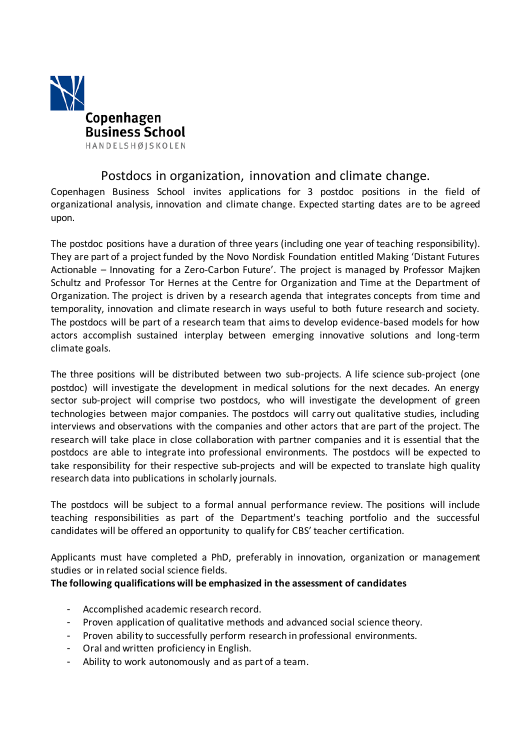Copenhagen Business School
HANDELSHØJSKOLEN

# Postdocs in organization, innovation and climate change.

Copenhagen Business School invites applications for 3 postdoc positions in the field of organizational analysis, innovation and climate change. Expected starting dates are to be agreed upon.

The postdoc positions have a duration of three years (including one year of teaching responsibility). They are part of a project funded by the Novo Nordisk Foundation entitled Making 'Distant Futures Actionable – Innovating for a Zero-Carbon Future'. The project is managed by Professor Majken Schultz and Professor Tor Hernes at the Centre for Organization and Time at the Department of Organization. The project is driven by a research agenda that integrates concepts from time and temporality, innovation and climate research in ways useful to both future research and society. The postdocs will be part of a research team that aims to develop evidence-based models for how actors accomplish sustained interplay between emerging innovative solutions and long-term climate goals.

The three positions will be distributed between two sub-projects. A life science sub-project (one postdoc) will investigate the development in medical solutions for the next decades. An energy sector sub-project will comprise two postdocs, who will investigate the development of green technologies between major companies. The postdocs will carry out qualitative studies, including interviews and observations with the companies and other actors that are part of the project. The research will take place in close collaboration with partner companies and it is essential that the postdocs are able to integrate into professional environments. The postdocs will be expected to take responsibility for their respective sub-projects and will be expected to translate high quality research data into publications in scholarly journals.

The postdocs will be subject to a formal annual performance review. The positions will include teaching responsibilities as part of the Department's teaching portfolio and the successful candidates will be offered an opportunity to qualify for CBS' teacher certification.

Applicants must have completed a PhD, preferably in innovation, organization or management studies or in related social science fields.

**The following qualifications will be emphasized in the assessment of candidates**

- Accomplished academic research record.
- Proven application of qualitative methods and advanced social science theory.
- Proven ability to successfully perform research in professional environments.
- Oral and written proficiency in English.
- Ability to work autonomously and as part of a team.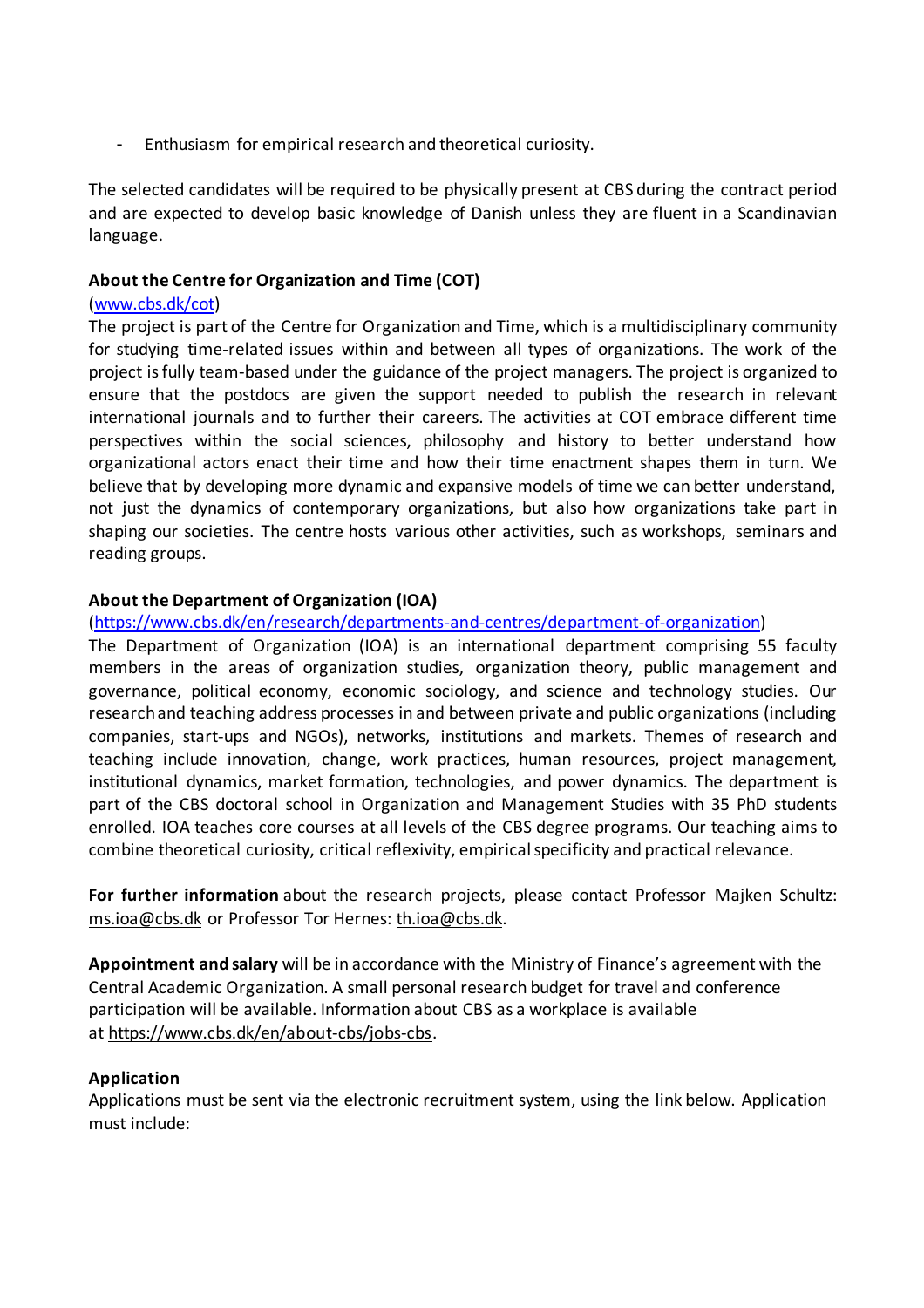- Enthusiasm for empirical research and theoretical curiosity.

The selected candidates will be required to be physically present at CBS during the contract period and are expected to develop basic knowledge of Danish unless they are fluent in a Scandinavian language.

**About the Centre for Organization and Time (COT)**
([www.cbs.dk/cot](www.cbs.dk/cot))
The project is part of the Centre for Organization and Time, which is a multidisciplinary community for studying time-related issues within and between all types of organizations. The work of the project is fully team-based under the guidance of the project managers. The project is organized to ensure that the postdocs are given the support needed to publish the research in relevant international journals and to further their careers. The activities at COT embrace different time perspectives within the social sciences, philosophy and history to better understand how organizational actors enact their time and how their time enactment shapes them in turn. We believe that by developing more dynamic and expansive models of time we can better understand, not just the dynamics of contemporary organizations, but also how organizations take part in shaping our societies. The centre hosts various other activities, such as workshops, seminars and reading groups.

**About the Department of Organization (IOA)**
([https://www.cbs.dk/en/research/departments-and-centres/department-of-organization](https://www.cbs.dk/en/research/departments-and-centres/department-of-organization))
The Department of Organization (IOA) is an international department comprising 55 faculty members in the areas of organization studies, organization theory, public management and governance, political economy, economic sociology, and science and technology studies. Our research and teaching address processes in and between private and public organizations (including companies, start-ups and NGOs), networks, institutions and markets. Themes of research and teaching include innovation, change, work practices, human resources, project management, institutional dynamics, market formation, technologies, and power dynamics. The department is part of the CBS doctoral school in Organization and Management Studies with 35 PhD students enrolled. IOA teaches core courses at all levels of the CBS degree programs. Our teaching aims to combine theoretical curiosity, critical reflexivity, empirical specificity and practical relevance.

**For further information** about the research projects, please contact Professor Majken Schultz: ms.ioa@cbs.dk or Professor Tor Hernes: th.ioa@cbs.dk.

**Appointment and salary** will be in accordance with the Ministry of Finance's agreement with the Central Academic Organization. A small personal research budget for travel and conference participation will be available. Information about CBS as a workplace is available at https://www.cbs.dk/en/about-cbs/jobs-cbs.

**Application**
Applications must be sent via the electronic recruitment system, using the link below. Application must include: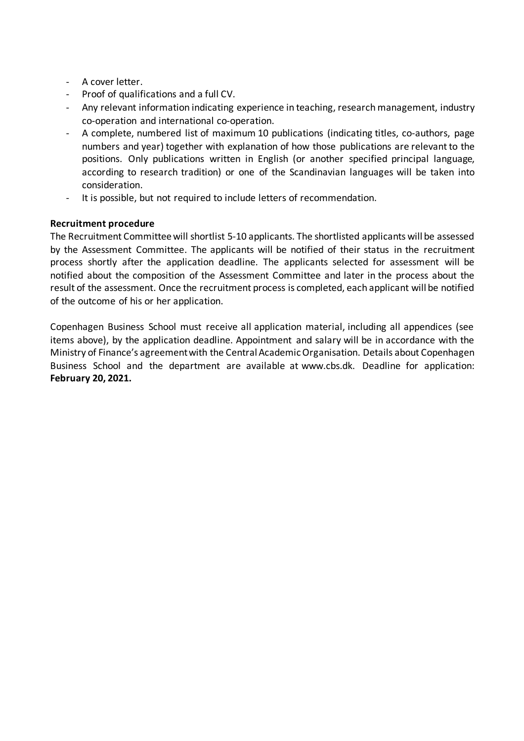- A cover letter.
- Proof of qualifications and a full CV.
- Any relevant information indicating experience in teaching, research management, industry co-operation and international co-operation.
- A complete, numbered list of maximum 10 publications (indicating titles, co-authors, page numbers and year) together with explanation of how those publications are relevant to the positions. Only publications written in English (or another specified principal language, according to research tradition) or one of the Scandinavian languages will be taken into consideration.
- It is possible, but not required to include letters of recommendation.

**Recruitment procedure**
The Recruitment Committee will shortlist 5-10 applicants. The shortlisted applicants will be assessed by the Assessment Committee. The applicants will be notified of their status in the recruitment process shortly after the application deadline. The applicants selected for assessment will be notified about the composition of the Assessment Committee and later in the process about the result of the assessment. Once the recruitment process is completed, each applicant will be notified of the outcome of his or her application.

Copenhagen Business School must receive all application material, including all appendices (see items above), by the application deadline. Appointment and salary will be in accordance with the Ministry of Finance's agreement with the Central Academic Organisation. Details about Copenhagen Business School and the department are available at www.cbs.dk. Deadline for application: **February 20, 2021.**